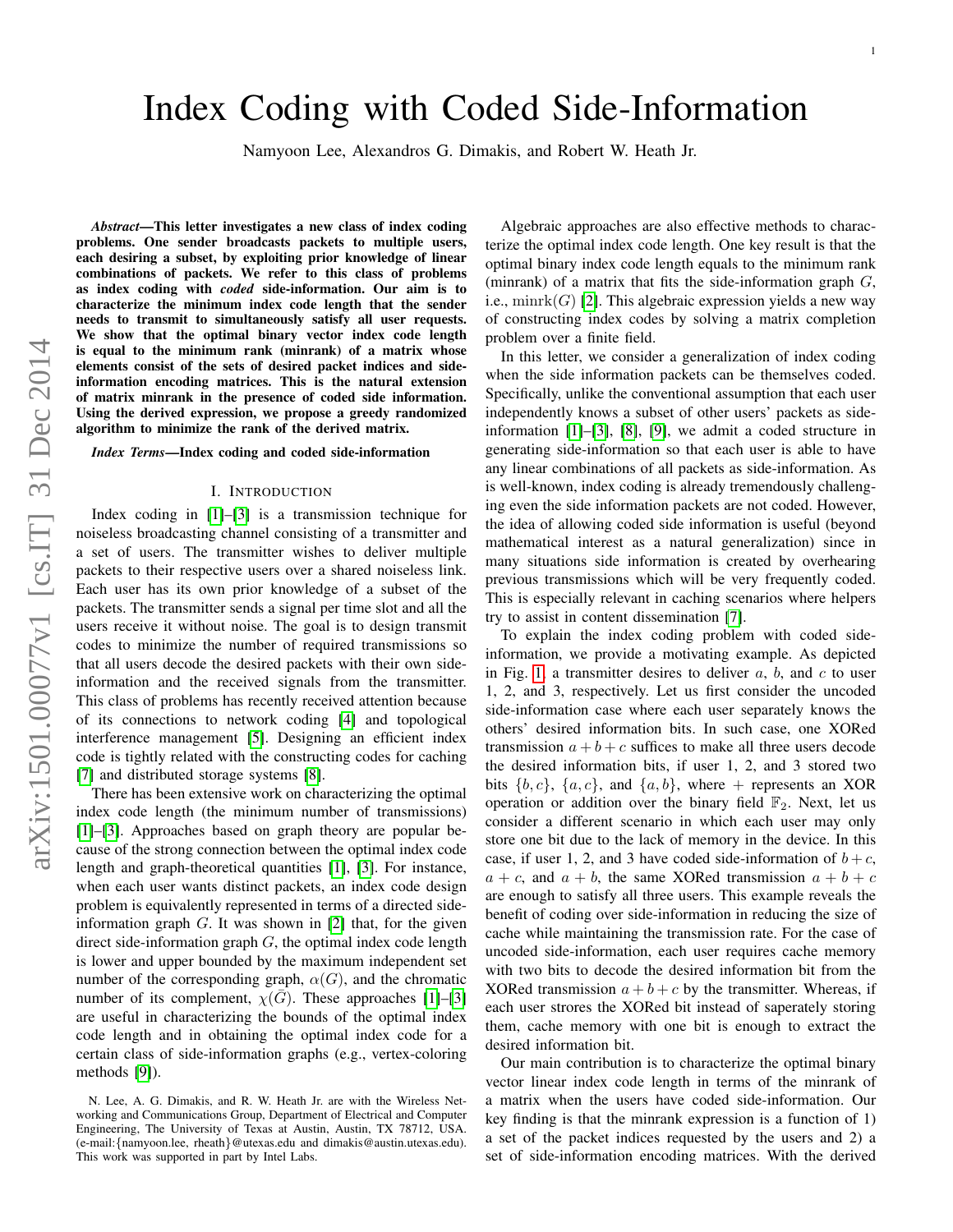# Index Coding with Coded Side-Information

Namyoon Lee, Alexandros G. Dimakis, and Robert W. Heath Jr.

***Abstract*—This letter investigates a new class of index coding problems. One sender broadcasts packets to multiple users, each desiring a subset, by exploiting prior knowledge of linear combinations of packets. We refer to this class of problems as index coding with *coded* side-information. Our aim is to characterize the minimum index code length that the sender needs to transmit to simultaneously satisfy all user requests. We show that the optimal binary vector index code length is equal to the minimum rank (minrank) of a matrix whose elements consist of the sets of desired packet indices and side-information encoding matrices. This is the natural extension of matrix minrank in the presence of coded side information. Using the derived expression, we propose a greedy randomized algorithm to minimize the rank of the derived matrix.**

***Index Terms*—Index coding and coded side-information**

## I. Introduction

Index coding in [1]–[3] is a transmission technique for noiseless broadcasting channel consisting of a transmitter and a set of users. The transmitter wishes to deliver multiple packets to their respective users over a shared noiseless link. Each user has its own prior knowledge of a subset of the packets. The transmitter sends a signal per time slot and all the users receive it without noise. The goal is to design transmit codes to minimize the number of required transmissions so that all users decode the desired packets with their own side-information and the received signals from the transmitter. This class of problems has recently received attention because of its connections to network coding [4] and topological interference management [5]. Designing an efficient index code is tightly related with the constructing codes for caching [7] and distributed storage systems [8].

There has been extensive work on characterizing the optimal index code length (the minimum number of transmissions) [1]–[3]. Approaches based on graph theory are popular because of the strong connection between the optimal index code length and graph-theoretical quantities [1], [3]. For instance, when each user wants distinct packets, an index code design problem is equivalently represented in terms of a directed side-information graph $G$. It was shown in [2] that, for the given direct side-information graph $G$, the optimal index code length is lower and upper bounded by the maximum independent set number of the corresponding graph, $\alpha(G)$, and the chromatic number of its complement, $\chi(\bar{G})$. These approaches [1]–[3] are useful in characterizing the bounds of the optimal index code length and in obtaining the optimal index code for a certain class of side-information graphs (e.g., vertex-coloring methods [9]).

Algebraic approaches are also effective methods to characterize the optimal index code length. One key result is that the optimal binary index code length equals to the minimum rank (minrank) of a matrix that fits the side-information graph $G$, i.e., $\mathrm{minrk}(G)$ [2]. This algebraic expression yields a new way of constructing index codes by solving a matrix completion problem over a finite field.

In this letter, we consider a generalization of index coding when the side information packets can be themselves coded. Specifically, unlike the conventional assumption that each user independently knows a subset of other users' packets as side-information [1]–[3], [8], [9], we admit a coded structure in generating side-information so that each user is able to have any linear combinations of all packets as side-information. As is well-known, index coding is already tremendously challenging even the side information packets are not coded. However, the idea of allowing coded side information is useful (beyond mathematical interest as a natural generalization) since in many situations side information is created by overhearing previous transmissions which will be very frequently coded. This is especially relevant in caching scenarios where helpers try to assist in content dissemination [7].

To explain the index coding problem with coded side-information, we provide a motivating example. As depicted in Fig. 1, a transmitter desires to deliver $a$, $b$, and $c$ to user 1, 2, and 3, respectively. Let us first consider the uncoded side-information case where each user separately knows the others' desired information bits. In such case, one XORed transmission $a+b+c$ suffices to make all three users decode the desired information bits, if user 1, 2, and 3 stored two bits $\{b, c\}$, $\{a, c\}$, and $\{a, b\}$, where $+$ represents an XOR operation or addition over the binary field $\mathbb{F}_2$. Next, let us consider a different scenario in which each user may only store one bit due to the lack of memory in the device. In this case, if user 1, 2, and 3 have coded side-information of $b+c$, $a+c$, and $a+b$, the same XORed transmission $a+b+c$ are enough to satisfy all three users. This example reveals the benefit of coding over side-information in reducing the size of cache while maintaining the transmission rate. For the case of uncoded side-information, each user requires cache memory with two bits to decode the desired information bit from the XORed transmission $a+b+c$ by the transmitter. Whereas, if each user strores the XORed bit instead of saperately storing them, cache memory with one bit is enough to extract the desired information bit.

Our main contribution is to characterize the optimal binary vector linear index code length in terms of the minrank of a matrix when the users have coded side-information. Our key finding is that the minrank expression is a function of 1) a set of the packet indices requested by the users and 2) a set of side-information encoding matrices. With the derived

N. Lee, A. G. Dimakis, and R. W. Heath Jr. are with the Wireless Networking and Communications Group, Department of Electrical and Computer Engineering, The University of Texas at Austin, Austin, TX 78712, USA. (e-mail:{namyoon.lee, rheath}@utexas.edu and dimakis@austin.utexas.edu). This work was supported in part by Intel Labs.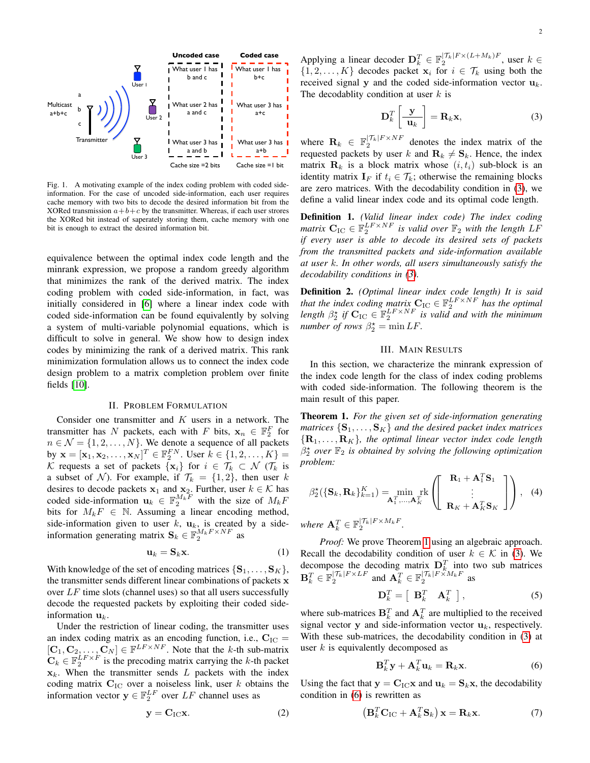Fig. 1. A motivating example of the index coding problem with coded side-information. For the case of uncoded side-information, each user requires cache memory with two bits to decode the desired information bit from the XORed transmission $a+b+c$ by the transmitter. Whereas, if each user stores the XORed bit instead of saperately storing them, cache memory with one bit is enough to extract the desired information bit.

equivalence between the optimal index code length and the minrank expression, we propose a random greedy algorithm that minimizes the rank of the derived matrix. The index coding problem with coded side-information, in fact, was initially considered in [6] where a linear index code with coded side-information can be found equivalently by solving a system of multi-variable polynomial equations, which is difficult to solve in general. We show how to design index codes by minimizing the rank of a derived matrix. This rank minimization formulation allows us to connect the index code design problem to a matrix completion problem over finite fields [10].

## II. Problem Formulation

Consider one transmitter and $K$ users in a network. The transmitter has $N$ packets, each with $F$ bits, $\mathbf{x}_n \in \mathbb{F}_2^F$ for $n \in \mathcal{N} = \{1,2,\ldots,N\}$. We denote a sequence of all packets by $\mathbf{x} = [\mathbf{x}_1, \mathbf{x}_2, \ldots, \mathbf{x}_N]^T \in \mathbb{F}_2^{FN}$. User $k \in \{1,2,\ldots,K\} = \mathcal{K}$ requests a set of packets $\{\mathbf{x}_i\}$ for $i \in \mathcal{T}_k \subset \mathcal{N}$ ($\mathcal{T}_k$ is a subset of $\mathcal{N}$). For example, if $\mathcal{T}_k = \{1,2\}$, then user $k$ desires to decode packets $\mathbf{x}_1$ and $\mathbf{x}_2$. Further, user $k \in \mathcal{K}$ has coded side-information $\mathbf{u}_k \in \mathbb{F}_2^{M_k F}$ with the size of $M_k F$ bits for $M_k F \in \mathbb{N}$. Assuming a linear encoding method, side-information given to user $k$, $\mathbf{u}_k$, is created by a side-information generating matrix $\mathbf{S}_k \in \mathbb{F}_2^{M_k F \times NF}$ as

$$\mathbf{u}_k = \mathbf{S}_k \mathbf{x}. \tag{1}$$

With knowledge of the set of encoding matrices $\{\mathbf{S}_1, \ldots, \mathbf{S}_K\}$, the transmitter sends different linear combinations of packets $\mathbf{x}$ over $LF$ time slots (channel uses) so that all users successfully decode the requested packets by exploiting their coded side-information $\mathbf{u}_k$.

Under the restriction of linear coding, the transmitter uses an index coding matrix as an encoding function, i.e., $\mathbf{C}_{\rm IC} = [\mathbf{C}_1, \mathbf{C}_2, \ldots, \mathbf{C}_N] \in \mathbb{F}^{LF \times NF}$. Note that the $k$-th sub-matrix $\mathbf{C}_k \in \mathbb{F}_2^{LF \times F}$ is the precoding matrix carrying the $k$-th packet $\mathbf{x}_k$. When the transmitter sends $L$ packets with the index coding matrix $\mathbf{C}_{\rm IC}$ over a noiseless link, user $k$ obtains the information vector $\mathbf{y} \in \mathbb{F}_2^{LF}$ over $LF$ channel uses as

$$\mathbf{y} = \mathbf{C}_{\rm IC} \mathbf{x}. \tag{2}$$

Applying a linear decoder $\mathbf{D}_k^T \in \mathbb{F}_2^{|\mathcal{T}_k|F \times (L+M_k)F}$, user $k \in \{1,2,\ldots,K\}$ decodes packet $\mathbf{x}_i$ for $i \in \mathcal{T}_k$ using both the received signal $\mathbf{y}$ and the coded side-information vector $\mathbf{u}_k$. The decodablity condition at user $k$ is

$$\mathbf{D}_k^T \left[ \frac{\mathbf{y}}{\mathbf{u}_k} \right] = \mathbf{R}_k \mathbf{x}, \tag{3}$$

where $\mathbf{R}_k \in \mathbb{F}_2^{|\mathcal{T}_k|F \times NF}$ denotes the index matrix of the requested packets by user $k$ and $\mathbf{R}_k \neq \mathbf{S}_k$. Hence, the index matrix $\mathbf{R}_k$ is a block matrix whose $(i, t_i)$ sub-block is an identity matrix $\mathbf{I}_F$ if $t_i \in \mathcal{T}_k$; otherwise the remaining blocks are zero matrices. With the decodability condition in (3), we define a valid linear index code and its optimal code length.

**Definition 1.** *(Valid linear index code) The index coding matrix $\mathbf{C}_{\rm IC} \in \mathbb{F}_2^{LF \times NF}$ is valid over $\mathbb{F}_2$ with the length $LF$ if every user is able to decode its desired sets of packets from the transmitted packets and side-information available at user $k$. In other words, all users simultaneously satisfy the decodability conditions in (3).*

**Definition 2.** *(Optimal linear index code length) It is said that the index coding matrix $\mathbf{C}_{\rm IC} \in \mathbb{F}_2^{LF \times NF}$ has the optimal length $\beta_2^\star$ if $\mathbf{C}_{\rm IC} \in \mathbb{F}_2^{LF \times NF}$ is valid and with the minimum number of rows $\beta_2^\star = \min LF$.*

## III. Main Results

In this section, we characterize the minrank expression of the index code length for the class of index coding problems with coded side-information. The following theorem is the main result of this paper.

**Theorem 1.** *For the given set of side-information generating matrices $\{\mathbf{S}_1, \ldots, \mathbf{S}_K\}$ and the desired packet index matrices $\{\mathbf{R}_1, \ldots, \mathbf{R}_K\}$, the optimal linear vector index code length $\beta_2^\star$ over $\mathbb{F}_2$ is obtained by solving the following optimization problem:*

$$\beta_2^\star(\{\mathbf{S}_k, \mathbf{R}_k\}_{k=1}^K) = \min_{\mathbf{A}_1^T, \ldots, \mathbf{A}_K^T} \text{rk} \left( \begin{bmatrix} \mathbf{R}_1 + \mathbf{A}_1^T \mathbf{S}_1 \\ \vdots \\ \mathbf{R}_K + \mathbf{A}_K^T \mathbf{S}_K \end{bmatrix} \right), \tag{4}$$

*where $\mathbf{A}_k^T \in \mathbb{F}_2^{|\mathcal{T}_k|F \times M_k F}$.*

*Proof:* We prove Theorem 1 using an algebraic approach. Recall the decodability condition of user $k \in \mathcal{K}$ in (3). We decompose the decoding matrix $\mathbf{D}_k^T$ into two sub matrices $\mathbf{B}_k^T \in \mathbb{F}_2^{|\mathcal{T}_k|F \times LF}$ and $\mathbf{A}_k^T \in \mathbb{F}_2^{|\mathcal{T}_k|F \times M_k F}$ as

$$\mathbf{D}_k^T = \left[ \begin{array}{cc} \mathbf{B}_k^T & \mathbf{A}_k^T \end{array} \right], \tag{5}$$

where sub-matrices $\mathbf{B}_k^T$ and $\mathbf{A}_k^T$ are multiplied to the received signal vector $\mathbf{y}$ and side-information vector $\mathbf{u}_k$, respectively. With these sub-matrices, the decodability condition in (3) at user $k$ is equivalently decomposed as

$$\mathbf{B}_k^T \mathbf{y} + \mathbf{A}_k^T \mathbf{u}_k = \mathbf{R}_k \mathbf{x}. \tag{6}$$

Using the fact that $\mathbf{y} = \mathbf{C}_{\rm IC}\mathbf{x}$ and $\mathbf{u}_k = \mathbf{S}_k \mathbf{x}$, the decodability condition in (6) is rewritten as

$$\left( \mathbf{B}_k^T \mathbf{C}_{\rm IC} + \mathbf{A}_k^T \mathbf{S}_k \right) \mathbf{x} = \mathbf{R}_k \mathbf{x}. \tag{7}$$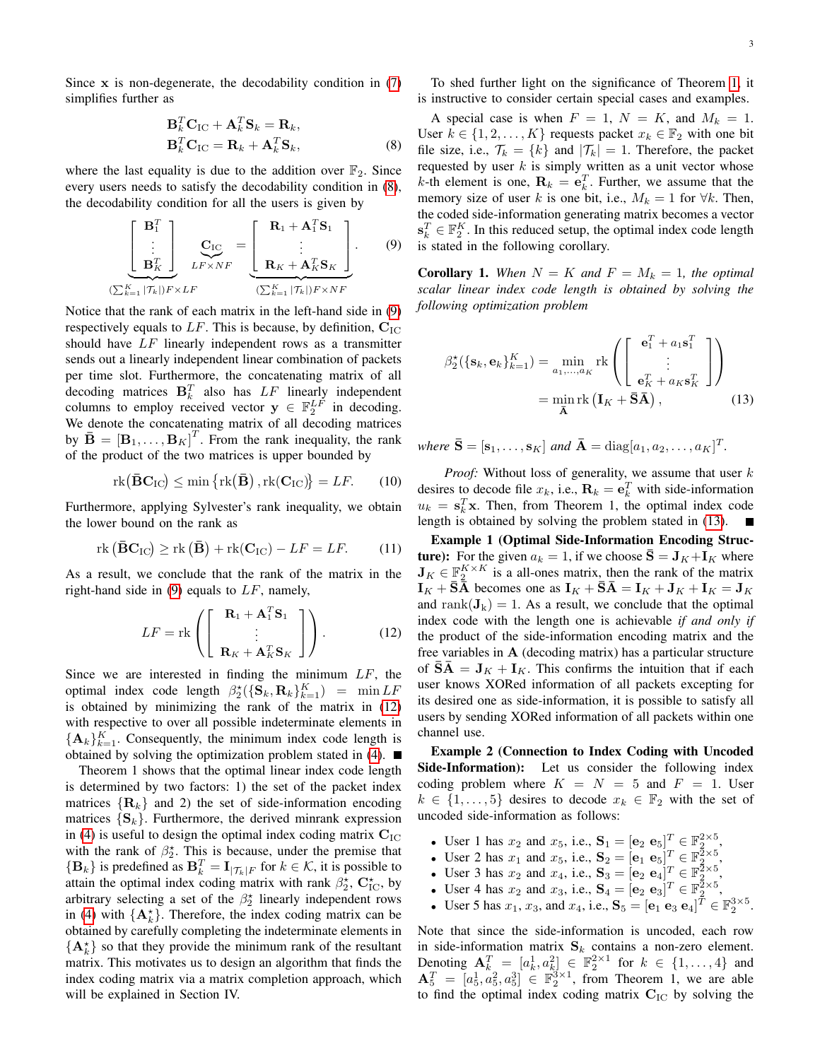Since $\mathbf{x}$ is non-degenerate, the decodability condition in (7) simplifies further as

$$\begin{aligned}\mathbf{B}_k^T\mathbf{C}_{\mathrm{IC}} + \mathbf{A}_k^T\mathbf{S}_k &= \mathbf{R}_k,\\ \mathbf{B}_k^T\mathbf{C}_{\mathrm{IC}} &= \mathbf{R}_k + \mathbf{A}_k^T\mathbf{S}_k,\end{aligned} \tag{8}$$

where the last equality is due to the addition over $\mathbb{F}_2$. Since every users needs to satisfy the decodability condition in (8), the decodability condition for all the users is given by

$$\underbrace{\begin{bmatrix}\mathbf{B}_1^T\\ \vdots \\ \mathbf{B}_K^T\end{bmatrix}}_{(\sum_{k=1}^K|\mathcal{T}_k|)F\times LF} \underbrace{\mathbf{C}_{\mathrm{IC}}}_{LF\times NF} = \underbrace{\begin{bmatrix}\mathbf{R}_1 + \mathbf{A}_1^T\mathbf{S}_1\\ \vdots \\ \mathbf{R}_K + \mathbf{A}_K^T\mathbf{S}_K\end{bmatrix}}_{(\sum_{k=1}^K|\mathcal{T}_k|)F\times NF}. \tag{9}$$

Notice that the rank of each matrix in the left-hand side in (9) respectively equals to $LF$. This is because, by definition, $\mathbf{C}_{\mathrm{IC}}$ should have $LF$ linearly independent rows as a transmitter sends out a linearly independent linear combination of packets per time slot. Furthermore, the concatenating matrix of all decoding matrices $\mathbf{B}_k^T$ also has $LF$ linearly independent columns to employ received vector $\mathbf{y} \in \mathbb{F}_2^{LF}$ in decoding. We denote the concatenating matrix of all decoding matrices by $\bar{\mathbf{B}} = [\mathbf{B}_1, \ldots, \mathbf{B}_K]^T$. From the rank inequality, the rank of the product of the two matrices is upper bounded by

$$\mathrm{rk}\big(\bar{\mathbf{B}}\mathbf{C}_{\mathrm{IC}}\big) \leq \min\left\{\mathrm{rk}(\bar{\mathbf{B}}), \mathrm{rk}(\mathbf{C}_{\mathrm{IC}})\right\} = LF. \tag{10}$$

Furthermore, applying Sylvester's rank inequality, we obtain the lower bound on the rank as

$$\mathrm{rk}\left(\bar{\mathbf{B}}\mathbf{C}_{\mathrm{IC}}\right) \geq \mathrm{rk}\left(\bar{\mathbf{B}}\right) + \mathrm{rk}(\mathbf{C}_{\mathrm{IC}}) - LF = LF. \tag{11}$$

As a result, we conclude that the rank of the matrix in the right-hand side in (9) equals to $LF$, namely,

$$LF = \mathrm{rk}\left(\begin{bmatrix}\mathbf{R}_1 + \mathbf{A}_1^T\mathbf{S}_1\\ \vdots \\ \mathbf{R}_K + \mathbf{A}_K^T\mathbf{S}_K\end{bmatrix}\right). \tag{12}$$

Since we are interested in finding the minimum $LF$, the optimal index code length $\beta_2^\star(\{\mathbf{S}_k, \mathbf{R}_k\}_{k=1}^K) = \min LF$ is obtained by minimizing the rank of the matrix in (12) with respective to over all possible indeterminate elements in $\{\mathbf{A}_k\}_{k=1}^K$. Consequently, the minimum index code length is obtained by solving the optimization problem stated in (4). ■

Theorem 1 shows that the optimal linear index code length is determined by two factors: 1) the set of the packet index matrices $\{\mathbf{R}_k\}$ and 2) the set of side-information encoding matrices $\{\mathbf{S}_k\}$. Furthermore, the derived minrank expression in (4) is useful to design the optimal index coding matrix $\mathbf{C}_{\mathrm{IC}}$ with the rank of $\beta_2^\star$. This is because, under the premise that $\{\mathbf{B}_k\}$ is predefined as $\mathbf{B}_k^T = \mathbf{I}_{|\mathcal{T}_k|F}$ for $k \in \mathcal{K}$, it is possible to attain the optimal index coding matrix with rank $\beta_2^\star$, $\mathbf{C}_{\mathrm{IC}}^\star$, by arbitrary selecting a set of the $\beta_2^\star$ linearly independent rows in (4) with $\{\mathbf{A}_k^\star\}$. Therefore, the index coding matrix can be obtained by carefully completing the indeterminate elements in $\{\mathbf{A}_k^\star\}$ so that they provide the minimum rank of the resultant matrix. This motivates us to design an algorithm that finds the index coding matrix via a matrix completion approach, which will be explained in Section IV.

To shed further light on the significance of Theorem 1, it is instructive to consider certain special cases and examples.

A special case is when $F = 1$, $N = K$, and $M_k = 1$. User $k \in \{1, 2, \ldots, K\}$ requests packet $x_k \in \mathbb{F}_2$ with one bit file size, i.e., $\mathcal{T}_k = \{k\}$ and $|\mathcal{T}_k| = 1$. Therefore, the packet requested by user $k$ is simply written as a unit vector whose $k$-th element is one, $\mathbf{R}_k = \mathbf{e}_k^T$. Further, we assume that the memory size of user $k$ is one bit, i.e., $M_k = 1$ for $\forall k$. Then, the coded side-information generating matrix becomes a vector $\mathbf{s}_k^T \in \mathbb{F}_2^K$. In this reduced setup, the optimal index code length is stated in the following corollary.

**Corollary 1.** *When $N = K$ and $F = M_k = 1$, the optimal scalar linear index code length is obtained by solving the following optimization problem*

$$\begin{aligned}\beta_2^\star(\{\mathbf{s}_k, \mathbf{e}_k\}_{k=1}^K) &= \min_{a_1,\ldots,a_K} \mathrm{rk}\left(\begin{bmatrix}\mathbf{e}_1^T + a_1\mathbf{s}_1^T\\ \vdots \\ \mathbf{e}_K^T + a_K\mathbf{s}_K^T\end{bmatrix}\right)\\ &= \min_{\bar{\mathbf{A}}} \mathrm{rk}\left(\mathbf{I}_K + \bar{\mathbf{S}}\bar{\mathbf{A}}\right),\end{aligned} \tag{13}$$

*where $\bar{\mathbf{S}} = [\mathbf{s}_1, \ldots, \mathbf{s}_K]$ and $\bar{\mathbf{A}} = \mathrm{diag}[a_1, a_2, \ldots, a_K]^T$.*

*Proof:* Without loss of generality, we assume that user $k$ desires to decode file $x_k$, i.e., $\mathbf{R}_k = \mathbf{e}_k^T$ with side-information $u_k = \mathbf{s}_k^T\mathbf{x}$. Then, from Theorem 1, the optimal index code length is obtained by solving the problem stated in (13). ■

**Example 1 (Optimal Side-Information Encoding Structure):** For the given $a_k = 1$, if we choose $\bar{\mathbf{S}} = \mathbf{J}_K + \mathbf{I}_K$ where $\mathbf{J}_K \in \mathbb{F}_2^{K\times K}$ is a all-ones matrix, then the rank of the matrix $\mathbf{I}_K + \bar{\mathbf{S}}\bar{\mathbf{A}}$ becomes one as $\mathbf{I}_K + \bar{\mathbf{S}}\bar{\mathbf{A}} = \mathbf{I}_K + \mathbf{J}_K + \mathbf{I}_K = \mathbf{J}_K$ and $\mathrm{rank}(\mathbf{J}_{\mathrm{k}}) = 1$. As a result, we conclude that the optimal index code with the length one is achievable *if and only if* the product of the side-information encoding matrix and the free variables in $\mathbf{A}$ (decoding matrix) has a particular structure of $\bar{\mathbf{S}}\bar{\mathbf{A}} = \mathbf{J}_K + \mathbf{I}_K$. This confirms the intuition that if each user knows XORed information of all packets excepting for its desired one as side-information, it is possible to satisfy all users by sending XORed information of all packets within one channel use.

**Example 2 (Connection to Index Coding with Uncoded Side-Information):** Let us consider the following index coding problem where $K = N = 5$ and $F = 1$. User $k \in \{1, \ldots, 5\}$ desires to decode $x_k \in \mathbb{F}_2$ with the set of uncoded side-information as follows:

- User 1 has $x_2$ and $x_5$, i.e., $\mathbf{S}_1 = [\mathbf{e}_2\ \mathbf{e}_5]^T \in \mathbb{F}_2^{2\times 5}$,
- User 2 has $x_1$ and $x_5$, i.e., $\mathbf{S}_2 = [\mathbf{e}_1\ \mathbf{e}_5]^T \in \mathbb{F}_2^{2\times 5}$,
- User 3 has $x_2$ and $x_4$, i.e., $\mathbf{S}_3 = [\mathbf{e}_2\ \mathbf{e}_4]^T \in \mathbb{F}_2^{2\times 5}$,
- User 4 has $x_2$ and $x_3$, i.e., $\mathbf{S}_4 = [\mathbf{e}_2\ \mathbf{e}_3]^T \in \mathbb{F}_2^{2\times 5}$,
- User 5 has $x_1$, $x_3$, and $x_4$, i.e., $\mathbf{S}_5 = [\mathbf{e}_1\ \mathbf{e}_3\ \mathbf{e}_4]^T \in \mathbb{F}_2^{3\times 5}$.

Note that since the side-information is uncoded, each row in side-information matrix $\mathbf{S}_k$ contains a non-zero element. Denoting $\mathbf{A}_k^T = [a_k^1, a_k^2] \in \mathbb{F}_2^{2\times 1}$ for $k \in \{1, \ldots, 4\}$ and $\mathbf{A}_5^T = [a_5^1, a_5^2, a_5^3] \in \mathbb{F}_2^{3\times 1}$, from Theorem 1, we are able to find the optimal index coding matrix $\mathbf{C}_{\mathrm{IC}}$ by solving the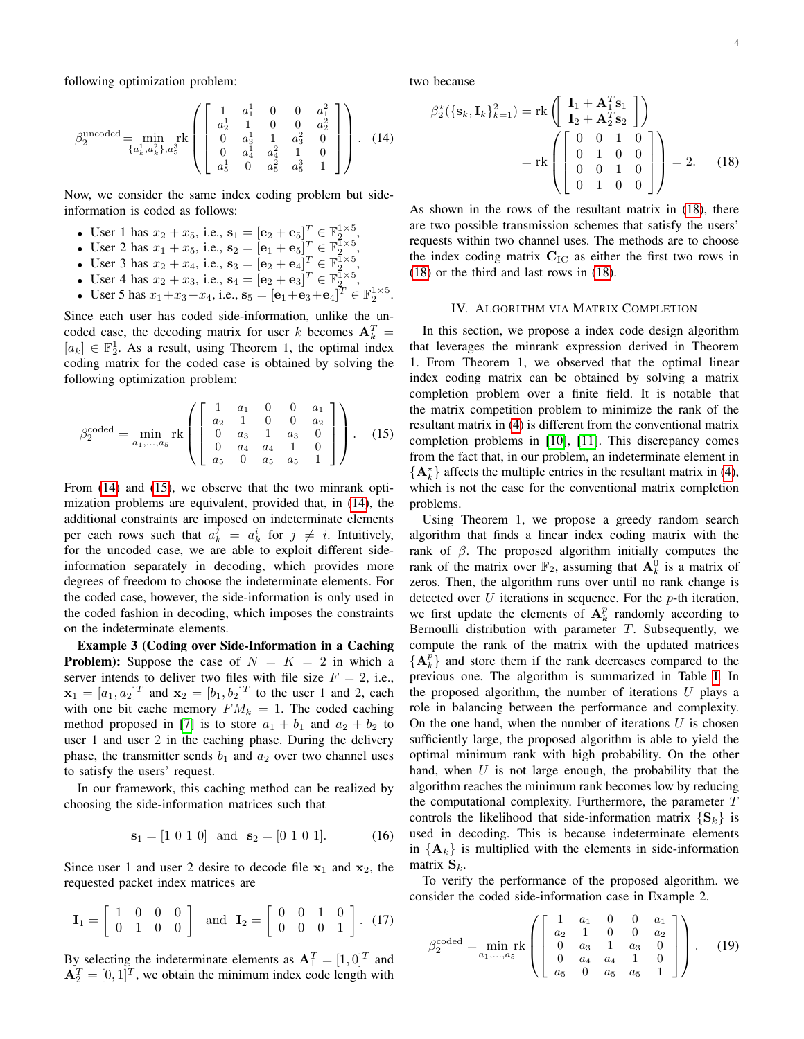following optimization problem:

$$\beta_2^{\text{uncoded}} = \min_{\{a_k^1, a_k^2\}, a_5^3} \text{rk}\left(\begin{bmatrix} 1 & a_1^1 & 0 & 0 & a_1^2 \\ a_2^1 & 1 & 0 & 0 & a_2^2 \\ 0 & a_3^1 & 1 & a_3^2 & 0 \\ 0 & a_4^1 & a_4^2 & 1 & 0 \\ a_5^1 & 0 & a_5^2 & a_5^3 & 1 \end{bmatrix}\right). \quad (14)$$

Now, we consider the same index coding problem but side-information is coded as follows:

- User 1 has $x_2 + x_5$, i.e., $\mathbf{s}_1 = [\mathbf{e}_2 + \mathbf{e}_5]^T \in \mathbb{F}_2^{1\times 5}$,
- User 2 has $x_1 + x_5$, i.e., $\mathbf{s}_2 = [\mathbf{e}_1 + \mathbf{e}_5]^T \in \mathbb{F}_2^{1\times 5}$,
- User 3 has $x_2 + x_4$, i.e., $\mathbf{s}_3 = [\mathbf{e}_2 + \mathbf{e}_4]^T \in \mathbb{F}_2^{1\times 5}$,
- User 4 has $x_2 + x_3$, i.e., $\mathbf{s}_4 = [\mathbf{e}_2 + \mathbf{e}_3]^T \in \mathbb{F}_2^{1\times 5}$,
- User 5 has $x_1 + x_3 + x_4$, i.e., $\mathbf{s}_5 = [\mathbf{e}_1 + \mathbf{e}_3 + \mathbf{e}_4]^T \in \mathbb{F}_2^{1\times 5}$.

Since each user has coded side-information, unlike the uncoded case, the decoding matrix for user $k$ becomes $\mathbf{A}_k^T = [a_k] \in \mathbb{F}_2^1$. As a result, using Theorem 1, the optimal index coding matrix for the coded case is obtained by solving the following optimization problem:

$$\beta_2^{\text{coded}} = \min_{a_1,\ldots,a_5} \text{rk}\left(\begin{bmatrix} 1 & a_1 & 0 & 0 & a_1 \\ a_2 & 1 & 0 & 0 & a_2 \\ 0 & a_3 & 1 & a_3 & 0 \\ 0 & a_4 & a_4 & 1 & 0 \\ a_5 & 0 & a_5 & a_5 & 1 \end{bmatrix}\right). \quad (15)$$

From (14) and (15), we observe that the two minrank optimization problems are equivalent, provided that, in (14), the additional constraints are imposed on indeterminate elements per each rows such that $a_k^j = a_k^i$ for $j \neq i$. Intuitively, for the uncoded case, we are able to exploit different side-information separately in decoding, which provides more degrees of freedom to choose the indeterminate elements. For the coded case, however, the side-information is only used in the coded fashion in decoding, which imposes the constraints on the indeterminate elements.

**Example 3 (Coding over Side-Information in a Caching Problem):** Suppose the case of $N = K = 2$ in which a server intends to deliver two files with file size $F = 2$, i.e., $\mathbf{x}_1 = [a_1, a_2]^T$ and $\mathbf{x}_2 = [b_1, b_2]^T$ to the user 1 and 2, each with one bit cache memory $FM_k = 1$. The coded caching method proposed in [7] is to store $a_1 + b_1$ and $a_2 + b_2$ to user 1 and user 2 in the caching phase. During the delivery phase, the transmitter sends $b_1$ and $a_2$ over two channel uses to satisfy the users' request.

In our framework, this caching method can be realized by choosing the side-information matrices such that

$$\mathbf{s}_1 = [1\ 0\ 1\ 0] \quad \text{and} \quad \mathbf{s}_2 = [0\ 1\ 0\ 1]. \quad (16)$$

Since user 1 and user 2 desire to decode file $\mathbf{x}_1$ and $\mathbf{x}_2$, the requested packet index matrices are

$$\mathbf{I}_1 = \begin{bmatrix} 1 & 0 & 0 & 0 \\ 0 & 1 & 0 & 0 \end{bmatrix} \quad \text{and} \quad \mathbf{I}_2 = \begin{bmatrix} 0 & 0 & 1 & 0 \\ 0 & 0 & 0 & 1 \end{bmatrix}. \quad (17)$$

By selecting the indeterminate elements as $\mathbf{A}_1^T = [1, 0]^T$ and $\mathbf{A}_2^T = [0, 1]^T$, we obtain the minimum index code length with two because

$$\beta_2^\star(\{\mathbf{s}_k, \mathbf{I}_k\}_{k=1}^2) = \text{rk}\left(\begin{bmatrix} \mathbf{I}_1 + \mathbf{A}_1^T \mathbf{s}_1 \\ \mathbf{I}_2 + \mathbf{A}_2^T \mathbf{s}_2 \end{bmatrix}\right) = \text{rk}\left(\begin{bmatrix} 0 & 0 & 1 & 0 \\ 0 & 1 & 0 & 0 \\ 0 & 0 & 1 & 0 \\ 0 & 1 & 0 & 0 \end{bmatrix}\right) = 2. \quad (18)$$

As shown in the rows of the resultant matrix in (18), there are two possible transmission schemes that satisfy the users' requests within two channel uses. The methods are to choose the index coding matrix $\mathbf{C}_{\text{IC}}$ as either the first two rows in (18) or the third and last rows in (18).

## IV. Algorithm via Matrix Completion

In this section, we propose a index code design algorithm that leverages the minrank expression derived in Theorem 1. From Theorem 1, we observed that the optimal linear index coding matrix can be obtained by solving a matrix completion problem over a finite field. It is notable that the matrix competition problem to minimize the rank of the resultant matrix in (4) is different from the conventional matrix completion problems in [10], [11]. This discrepancy comes from the fact that, in our problem, an indeterminate element in $\{\mathbf{A}_k^\star\}$ affects the multiple entries in the resultant matrix in (4), which is not the case for the conventional matrix completion problems.

Using Theorem 1, we propose a greedy random search algorithm that finds a linear index coding matrix with the rank of $\beta$. The proposed algorithm initially computes the rank of the matrix over $\mathbb{F}_2$, assuming that $\mathbf{A}_k^0$ is a matrix of zeros. Then, the algorithm runs over until no rank change is detected over $U$ iterations in sequence. For the $p$-th iteration, we first update the elements of $\mathbf{A}_k^p$ randomly according to Bernoulli distribution with parameter $T$. Subsequently, we compute the rank of the matrix with the updated matrices $\{\mathbf{A}_k^p\}$ and store them if the rank decreases compared to the previous one. The algorithm is summarized in Table I. In the proposed algorithm, the number of iterations $U$ plays a role in balancing between the performance and complexity. On the one hand, when the number of iterations $U$ is chosen sufficiently large, the proposed algorithm is able to yield the optimal minimum rank with high probability. On the other hand, when $U$ is not large enough, the probability that the algorithm reaches the minimum rank becomes low by reducing the computational complexity. Furthermore, the parameter $T$ controls the likelihood that side-information matrix $\{\mathbf{S}_k\}$ is used in decoding. This is because indeterminate elements in $\{\mathbf{A}_k\}$ is multiplied with the elements in side-information matrix $\mathbf{S}_k$.

To verify the performance of the proposed algorithm. we consider the coded side-information case in Example 2.

$$\beta_2^{\text{coded}} = \min_{a_1,\ldots,a_5} \text{rk}\left(\begin{bmatrix} 1 & a_1 & 0 & 0 & a_1 \\ a_2 & 1 & 0 & 0 & a_2 \\ 0 & a_3 & 1 & a_3 & 0 \\ 0 & a_4 & a_4 & 1 & 0 \\ a_5 & 0 & a_5 & a_5 & 1 \end{bmatrix}\right). \quad (19)$$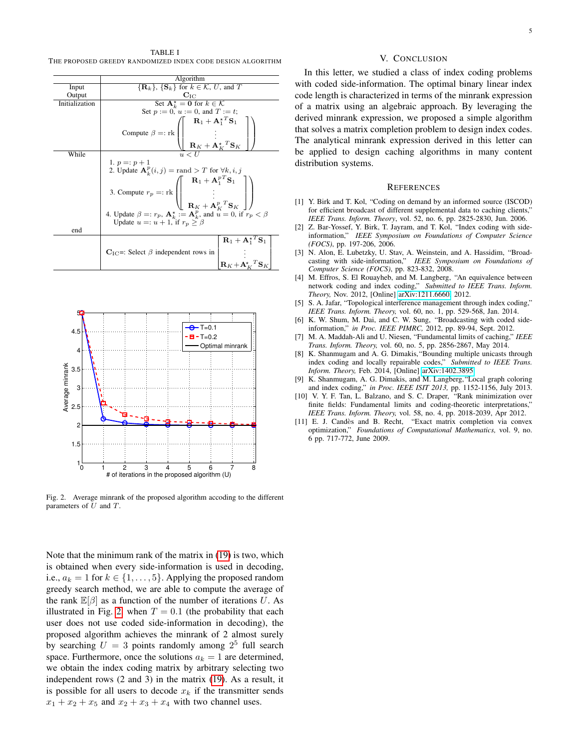TABLE I
THE PROPOSED GREEDY RANDOMIZED INDEX CODE DESIGN ALGORITHM

| | Algorithm |
|---|---|
| Input | $\{\mathbf{R}_k\}$, $\{\mathbf{S}_k\}$ for $k \in \mathcal{K}$, $U$, and $T$ |
| Output | $\mathbf{C}_{\text{IC}}$ |
| Initialization | Set $\mathbf{A}_k^\star = \mathbf{0}$ for $k \in \mathcal{K}$<br>Set $p := 0$, $u := 0$, and $T := t$;<br>Compute $\beta =: \text{rk}\left(\begin{bmatrix} \mathbf{R}_1 + \mathbf{A}_1^{\star T}\mathbf{S}_1 \\ \vdots \\ \mathbf{R}_K + \mathbf{A}_K^{\star T}\mathbf{S}_K \end{bmatrix}\right)$ |
| While | $u < U$ |
| | 1. $p =: p + 1$<br>2. Update $\mathbf{A}_k^p(i,j) = \text{rand} > T$ for $\forall k, i, j$<br>3. Compute $r_p =: \text{rk}\left(\begin{bmatrix} \mathbf{R}_1 + \mathbf{A}_1^{pT}\mathbf{S}_1 \\ \vdots \\ \mathbf{R}_K + \mathbf{A}_K^{pT}\mathbf{S}_K \end{bmatrix}\right)$<br>4. Update $\beta =: r_p$, $\mathbf{A}_k^\star := \mathbf{A}_k^p$, and $u = 0$, if $r_p < \beta$<br>Update $u =: u + 1$, if $r_p \geq \beta$ |
| end | |
| | $\mathbf{C}_{\text{IC}}$=: Select $\beta$ independent rows in $\begin{bmatrix} \mathbf{R}_1 + \mathbf{A}_1^{\star T}\mathbf{S}_1 \\ \vdots \\ \mathbf{R}_K + \mathbf{A}_K^{\star T}\mathbf{S}_K \end{bmatrix}$ |

T=0.1
T=0.2
Optimal minrank
Average minrank
# of iterations in the proposed algorithm (U)

Fig. 2. Average minrank of the proposed algorithm accoding to the different parameters of $U$ and $T$.

Note that the minimum rank of the matrix in (19) is two, which is obtained when every side-information is used in decoding, i.e., $a_k = 1$ for $k \in \{1, \ldots, 5\}$. Applying the proposed random greedy search method, we are able to compute the average of the rank $\mathbb{E}[\beta]$ as a function of the number of iterations $U$. As illustrated in Fig. 2, when $T = 0.1$ (the probability that each user does not use coded side-information in decoding), the proposed algorithm achieves the minrank of 2 almost surely by searching $U = 3$ points randomly among $2^5$ full search space. Furthermore, once the solutions $a_k = 1$ are determined, we obtain the index coding matrix by arbitrary selecting two independent rows (2 and 3) in the matrix (19). As a result, it is possible for all users to decode $x_k$ if the transmitter sends $x_1 + x_2 + x_5$ and $x_2 + x_3 + x_4$ with two channel uses.

## V. CONCLUSION

In this letter, we studied a class of index coding problems with coded side-information. The optimal binary linear index code length is characterized in terms of the minrank expression of a matrix using an algebraic approach. By leveraging the derived minrank expression, we proposed a simple algorithm that solves a matrix completion problem to design index codes. The analytical minrank expression derived in this letter can be applied to design caching algorithms in many content distribution systems.

## REFERENCES

[1] Y. Birk and T. Kol, "Coding on demand by an informed source (ISCOD) for efficient broadcast of different supplemental data to caching clients," *IEEE Trans. Inform. Theory*, vol. 52, no. 6, pp. 2825-2830, Jun. 2006.

[2] Z. Bar-Yossef, Y. Birk, T. Jayram, and T. Kol, "Index coding with side-information," *IEEE Symposium on Foundations of Computer Science (FOCS)*, pp. 197-206, 2006.

[3] N. Alon, E. Lubetzky, U. Stav, A. Weinstein, and A. Hassidim, "Broadcasting with side-information," *IEEE Symposium on Foundations of Computer Science (FOCS)*, pp. 823-832, 2008.

[4] M. Effros, S. El Rouayheb, and M. Langberg, "An equivalence between network coding and index coding," *Submitted to IEEE Trans. Inform. Theory,* Nov. 2012, [Online] arXiv:1211.6660, 2012.

[5] S. A. Jafar, "Topological interference management through index coding," *IEEE Trans. Inform. Theory*, vol. 60, no. 1, pp. 529-568, Jan. 2014.

[6] K. W. Shum, M. Dai, and C. W. Sung, "Broadcasting with coded side-information," *in Proc. IEEE PIMRC,* 2012, pp. 89-94, Sept. 2012.

[7] M. A. Maddah-Ali and U. Niesen, "Fundamental limits of caching," *IEEE Trans. Inform. Theory,* vol. 60, no. 5, pp. 2856-2867, May 2014.

[8] K. Shanmugam and A. G. Dimakis,"Bounding multiple unicasts through index coding and locally repairable codes," *Submitted to IEEE Trans. Inform. Theory,* Feb. 2014, [Online] arXiv:1402.3895

[9] K. Shanmugam, A. G. Dimakis, and M. Langberg,"Local graph coloring and index coding," *in Proc. IEEE ISIT 2013,* pp. 1152-1156, July 2013.

[10] V. Y. F. Tan, L. Balzano, and S. C. Draper, "Rank minimization over finite fields: Fundamental limits and coding-theoretic interpretations," *IEEE Trans. Inform. Theory,* vol. 58, no. 4, pp. 2018-2039, Apr 2012.

[11] E. J. Candès and B. Recht, "Exact matrix completion via convex optimization," *Foundations of Computational Mathematics,* vol. 9, no. 6 pp. 717-772, June 2009.